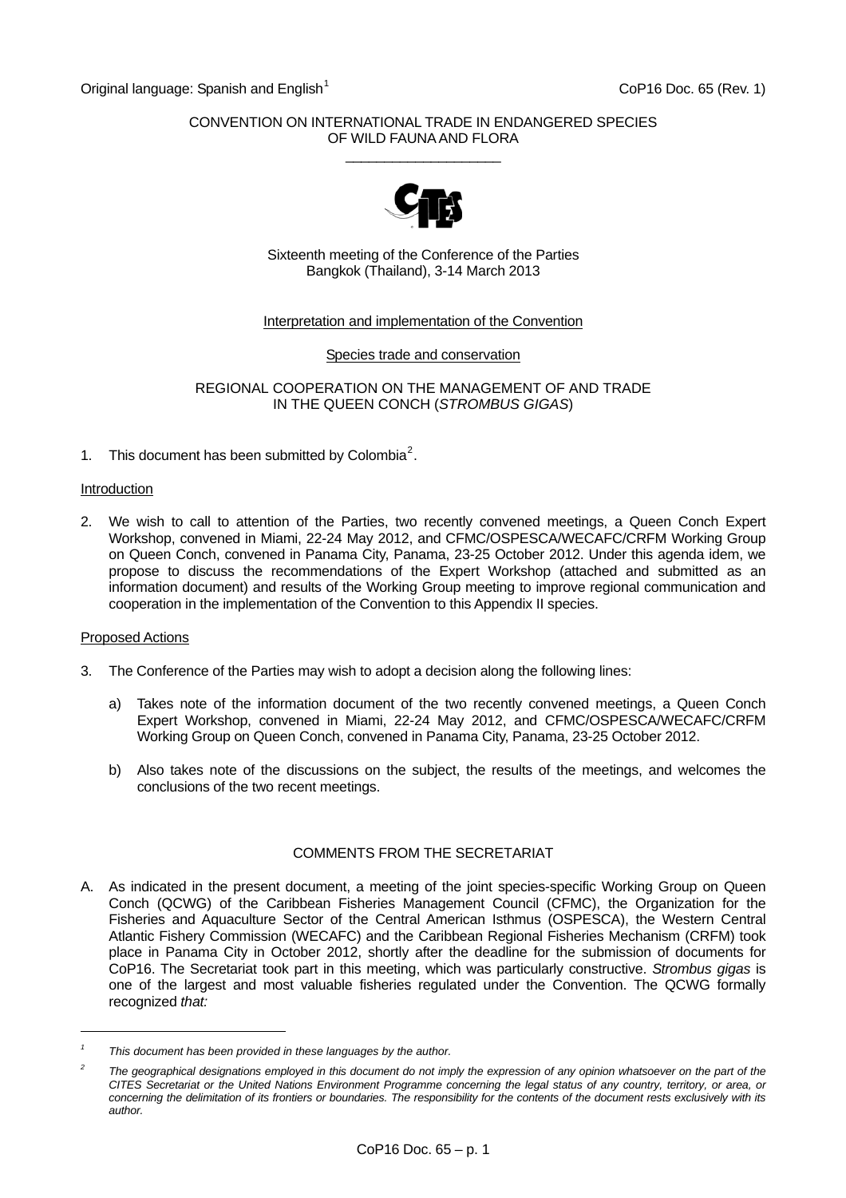Original language: Spanish and English[1] CoP16 Doc. 65 (Rev. 1)

CONVENTION ON INTERNATIONAL TRADE IN ENDANGERED SPECIES
OF WILD FAUNA AND FLORA
\_\_\_\_\_\_\_\_\_\_\_\_\_\_\_\_\_\_\_\_

Sixteenth meeting of the Conference of the Parties
Bangkok (Thailand), 3-14 March 2013

Interpretation and implementation of the Convention

Species trade and conservation

REGIONAL COOPERATION ON THE MANAGEMENT OF AND TRADE
IN THE QUEEN CONCH (*STROMBUS GIGAS*)

1. This document has been submitted by Colombia[2].

Introduction

2. We wish to call to attention of the Parties, two recently convened meetings, a Queen Conch Expert Workshop, convened in Miami, 22-24 May 2012, and CFMC/OSPESCA/WECAFC/CRFM Working Group on Queen Conch, convened in Panama City, Panama, 23-25 October 2012. Under this agenda idem, we propose to discuss the recommendations of the Expert Workshop (attached and submitted as an information document) and results of the Working Group meeting to improve regional communication and cooperation in the implementation of the Convention to this Appendix II species.

Proposed Actions

3. The Conference of the Parties may wish to adopt a decision along the following lines:

   a) Takes note of the information document of the two recently convened meetings, a Queen Conch Expert Workshop, convened in Miami, 22-24 May 2012, and CFMC/OSPESCA/WECAFC/CRFM Working Group on Queen Conch, convened in Panama City, Panama, 23-25 October 2012.

   b) Also takes note of the discussions on the subject, the results of the meetings, and welcomes the conclusions of the two recent meetings.

COMMENTS FROM THE SECRETARIAT

A. As indicated in the present document, a meeting of the joint species-specific Working Group on Queen Conch (QCWG) of the Caribbean Fisheries Management Council (CFMC), the Organization for the Fisheries and Aquaculture Sector of the Central American Isthmus (OSPESCA), the Western Central Atlantic Fishery Commission (WECAFC) and the Caribbean Regional Fisheries Mechanism (CRFM) took place in Panama City in October 2012, shortly after the deadline for the submission of documents for CoP16. The Secretariat took part in this meeting, which was particularly constructive. *Strombus gigas* is one of the largest and most valuable fisheries regulated under the Convention. The QCWG formally recognized *that:*

---

[1] *This document has been provided in these languages by the author.*

[2] *The geographical designations employed in this document do not imply the expression of any opinion whatsoever on the part of the CITES Secretariat or the United Nations Environment Programme concerning the legal status of any country, territory, or area, or concerning the delimitation of its frontiers or boundaries. The responsibility for the contents of the document rests exclusively with its author.*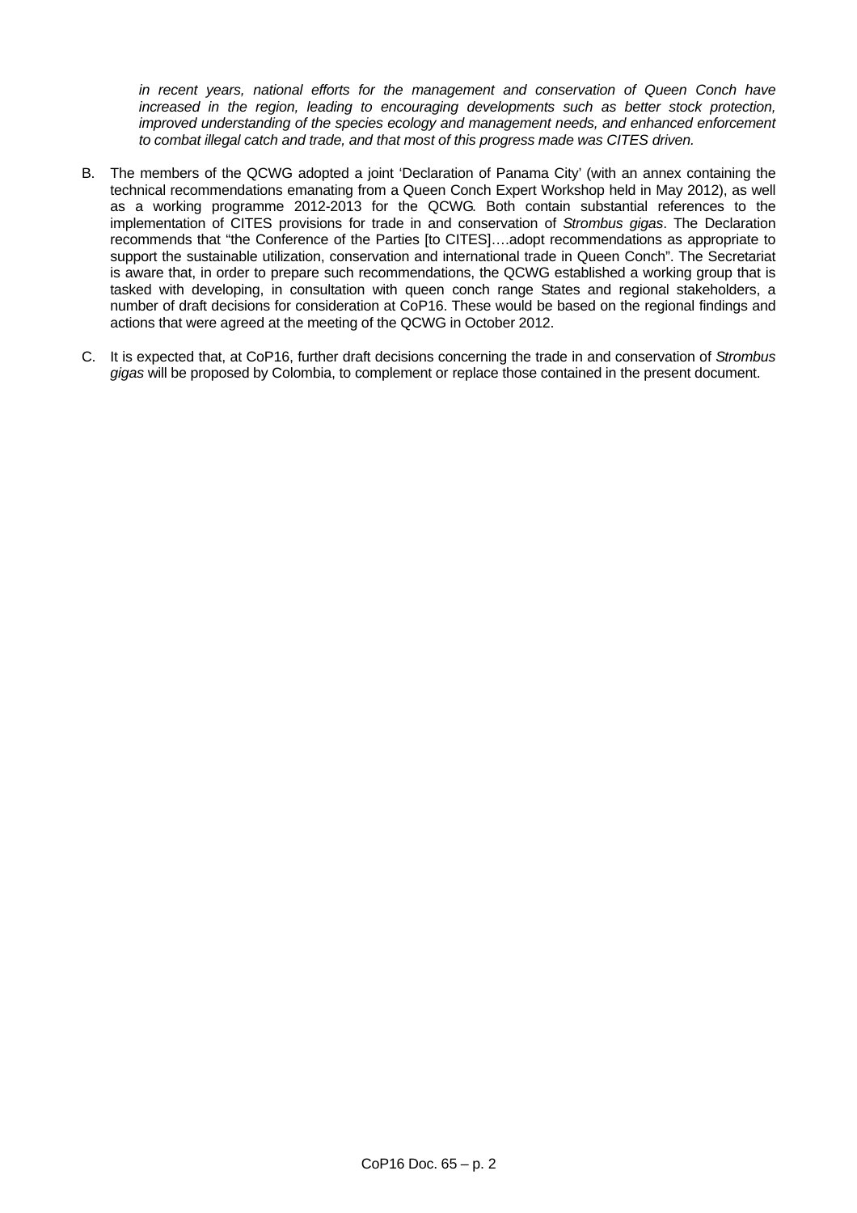*in recent years, national efforts for the management and conservation of Queen Conch have increased in the region, leading to encouraging developments such as better stock protection, improved understanding of the species ecology and management needs, and enhanced enforcement to combat illegal catch and trade, and that most of this progress made was CITES driven.*

B. The members of the QCWG adopted a joint 'Declaration of Panama City' (with an annex containing the technical recommendations emanating from a Queen Conch Expert Workshop held in May 2012), as well as a working programme 2012-2013 for the QCWG. Both contain substantial references to the implementation of CITES provisions for trade in and conservation of *Strombus gigas*. The Declaration recommends that "the Conference of the Parties [to CITES]….adopt recommendations as appropriate to support the sustainable utilization, conservation and international trade in Queen Conch". The Secretariat is aware that, in order to prepare such recommendations, the QCWG established a working group that is tasked with developing, in consultation with queen conch range States and regional stakeholders, a number of draft decisions for consideration at CoP16. These would be based on the regional findings and actions that were agreed at the meeting of the QCWG in October 2012.

C. It is expected that, at CoP16, further draft decisions concerning the trade in and conservation of *Strombus gigas* will be proposed by Colombia, to complement or replace those contained in the present document.